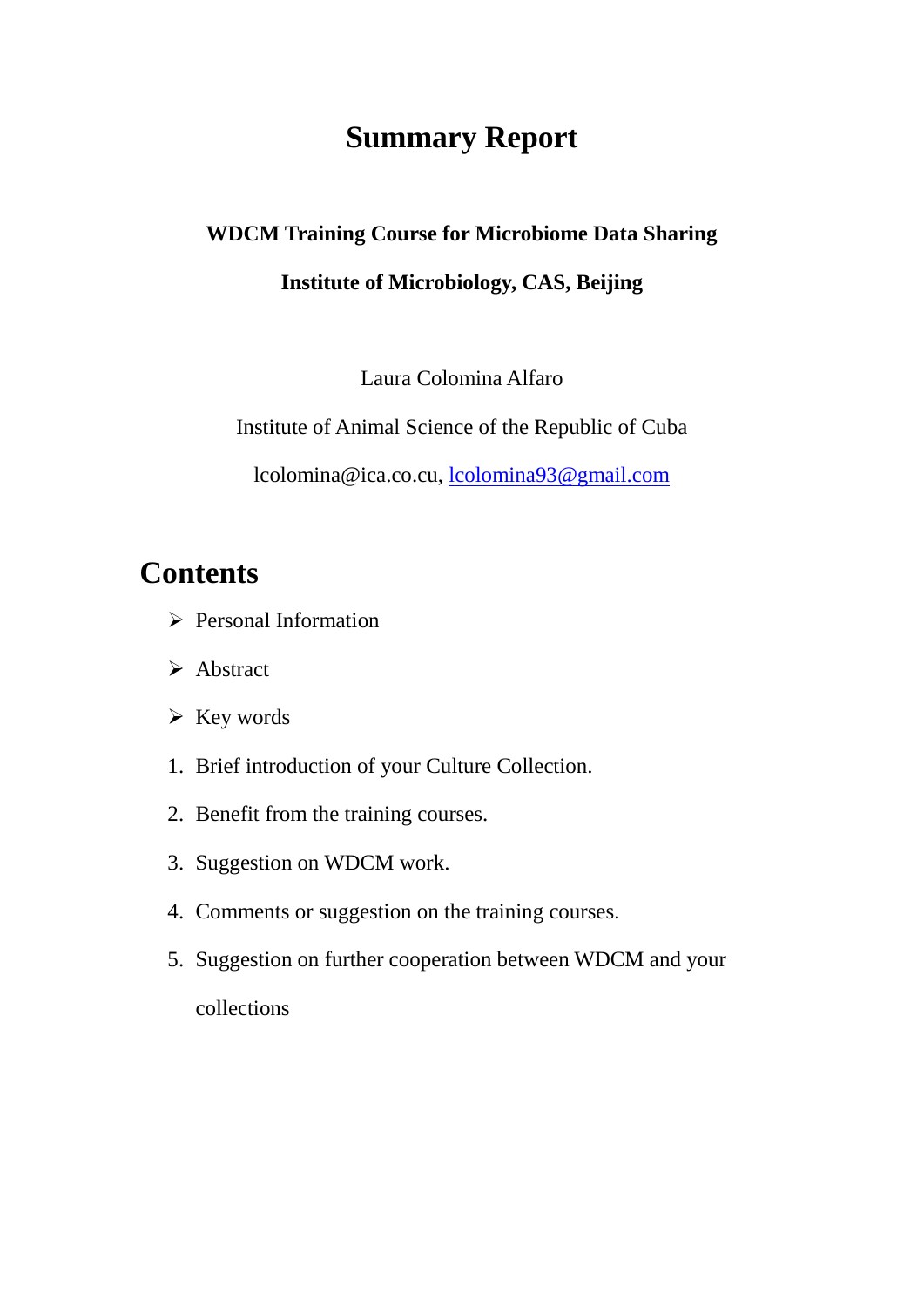# Summary Report

**WDCM Training Course for Microbiome Data Sharing**

**Institute of Microbiology, CAS, Beijing**

Laura Colomina Alfaro

Institute of Animal Science of the Republic of Cuba

lcolomina@ica.co.cu, lcolomina93@gmail.com

## Contents

- Personal Information
- Abstract
- Key words

1. Brief introduction of your Culture Collection.
2. Benefit from the training courses.
3. Suggestion on WDCM work.
4. Comments or suggestion on the training courses.
5. Suggestion on further cooperation between WDCM and your collections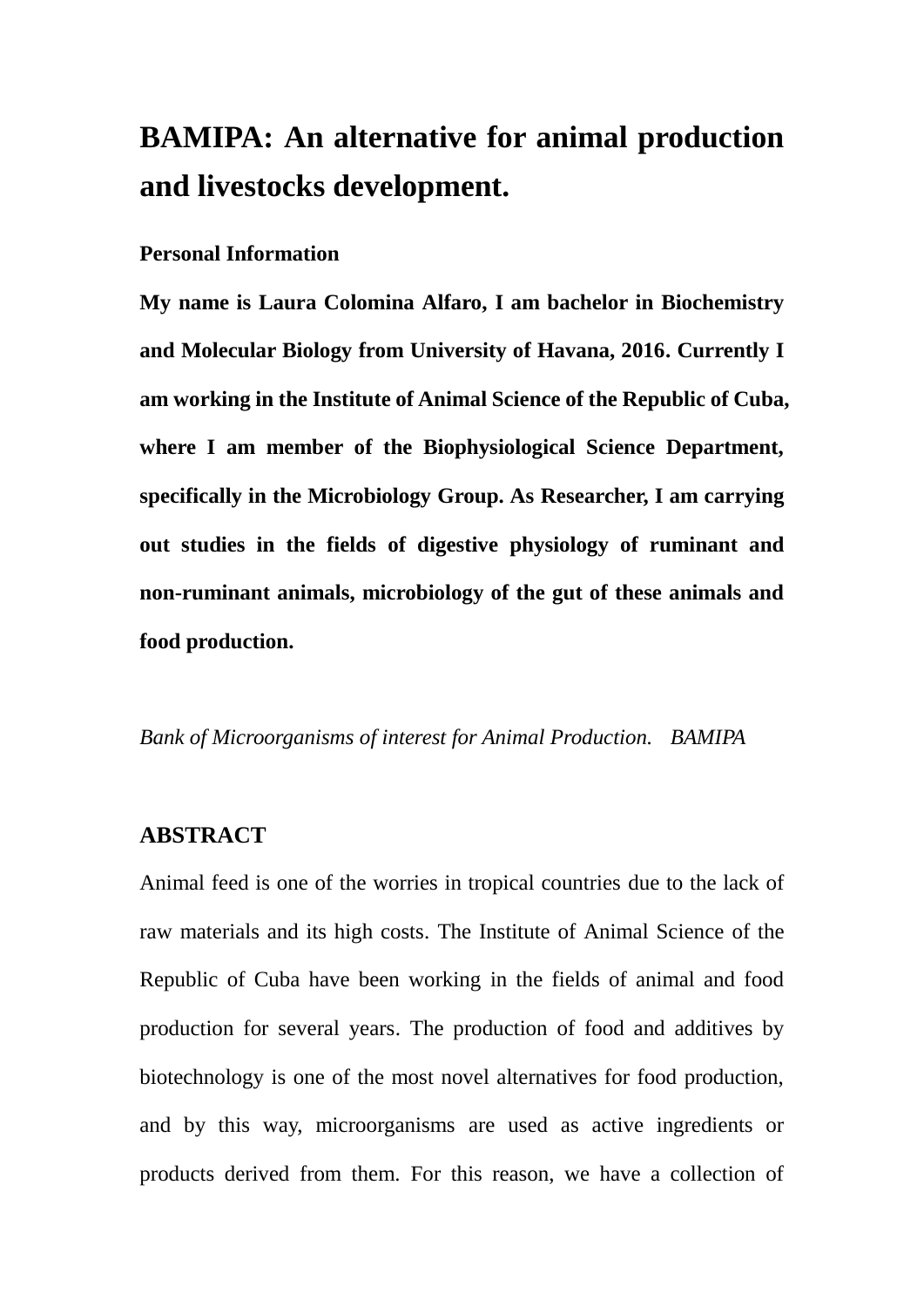# BAMIPA: An alternative for animal production and livestocks development.

**Personal Information**

**My name is Laura Colomina Alfaro, I am bachelor in Biochemistry and Molecular Biology from University of Havana, 2016. Currently I am working in the Institute of Animal Science of the Republic of Cuba, where I am member of the Biophysiological Science Department, specifically in the Microbiology Group. As Researcher, I am carrying out studies in the fields of digestive physiology of ruminant and non-ruminant animals, microbiology of the gut of these animals and food production.**

*Bank of Microorganisms of interest for Animal Production. BAMIPA*

## ABSTRACT

Animal feed is one of the worries in tropical countries due to the lack of raw materials and its high costs. The Institute of Animal Science of the Republic of Cuba have been working in the fields of animal and food production for several years. The production of food and additives by biotechnology is one of the most novel alternatives for food production, and by this way, microorganisms are used as active ingredients or products derived from them. For this reason, we have a collection of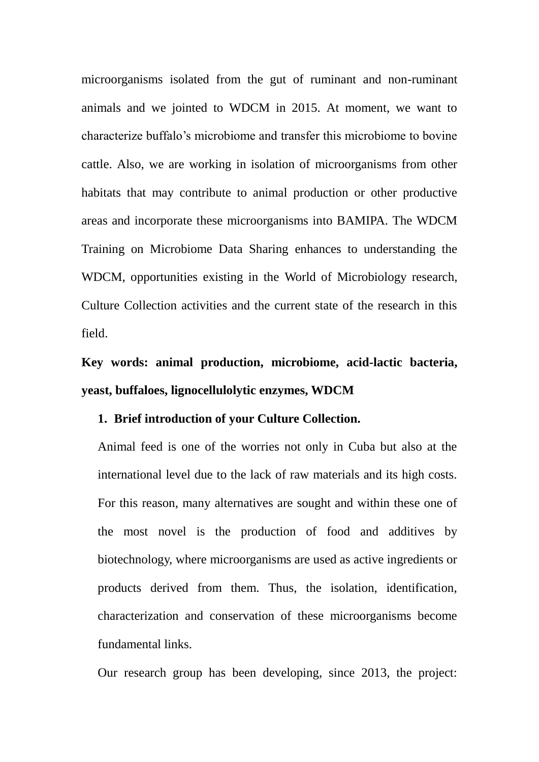microorganisms isolated from the gut of ruminant and non-ruminant animals and we jointed to WDCM in 2015. At moment, we want to characterize buffalo's microbiome and transfer this microbiome to bovine cattle. Also, we are working in isolation of microorganisms from other habitats that may contribute to animal production or other productive areas and incorporate these microorganisms into BAMIPA. The WDCM Training on Microbiome Data Sharing enhances to understanding the WDCM, opportunities existing in the World of Microbiology research, Culture Collection activities and the current state of the research in this field.

**Key words: animal production, microbiome, acid-lactic bacteria, yeast, buffaloes, lignocellulolytic enzymes, WDCM**

## 1. Brief introduction of your Culture Collection.

Animal feed is one of the worries not only in Cuba but also at the international level due to the lack of raw materials and its high costs. For this reason, many alternatives are sought and within these one of the most novel is the production of food and additives by biotechnology, where microorganisms are used as active ingredients or products derived from them. Thus, the isolation, identification, characterization and conservation of these microorganisms become fundamental links.

Our research group has been developing, since 2013, the project: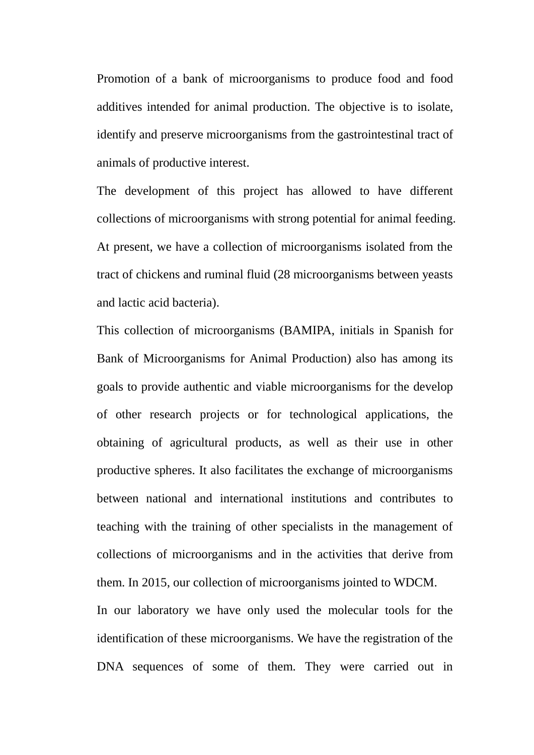Promotion of a bank of microorganisms to produce food and food additives intended for animal production. The objective is to isolate, identify and preserve microorganisms from the gastrointestinal tract of animals of productive interest.

The development of this project has allowed to have different collections of microorganisms with strong potential for animal feeding. At present, we have a collection of microorganisms isolated from the tract of chickens and ruminal fluid (28 microorganisms between yeasts and lactic acid bacteria).

This collection of microorganisms (BAMIPA, initials in Spanish for Bank of Microorganisms for Animal Production) also has among its goals to provide authentic and viable microorganisms for the develop of other research projects or for technological applications, the obtaining of agricultural products, as well as their use in other productive spheres. It also facilitates the exchange of microorganisms between national and international institutions and contributes to teaching with the training of other specialists in the management of collections of microorganisms and in the activities that derive from them. In 2015, our collection of microorganisms jointed to WDCM.

In our laboratory we have only used the molecular tools for the identification of these microorganisms. We have the registration of the DNA sequences of some of them. They were carried out in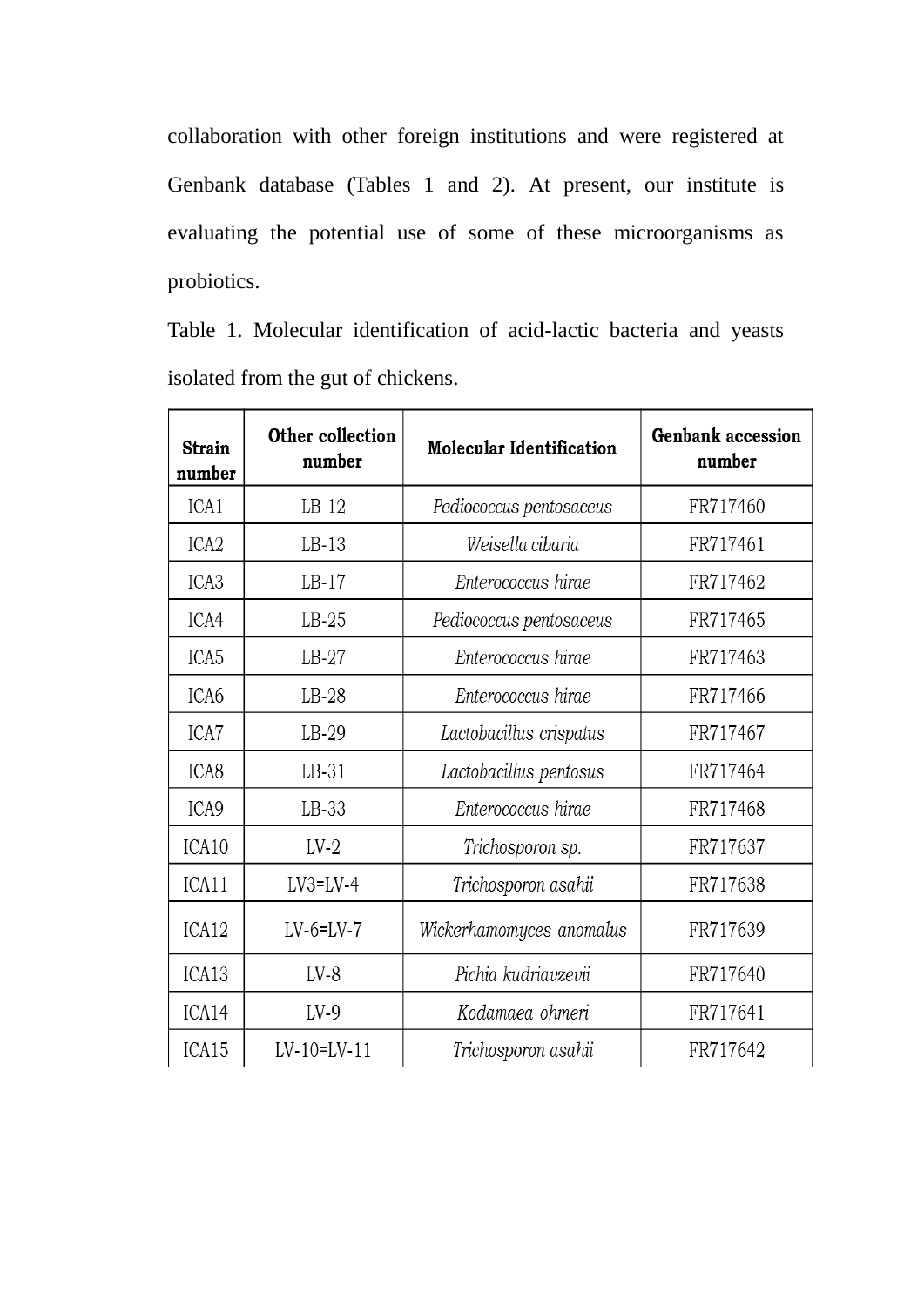collaboration with other foreign institutions and were registered at Genbank database (Tables 1 and 2). At present, our institute is evaluating the potential use of some of these microorganisms as probiotics.

Table 1. Molecular identification of acid-lactic bacteria and yeasts isolated from the gut of chickens.

| Strain number | Other collection number | Molecular Identification | Genbank accession number |
|---|---|---|---|
| ICA1 | LB-12 | *Pediococcus pentosaceus* | FR717460 |
| ICA2 | LB-13 | *Weisella cibaria* | FR717461 |
| ICA3 | LB-17 | *Enterococcus hirae* | FR717462 |
| ICA4 | LB-25 | *Pediococcus pentosaceus* | FR717465 |
| ICA5 | LB-27 | *Enterococcus hirae* | FR717463 |
| ICA6 | LB-28 | *Enterococcus hirae* | FR717466 |
| ICA7 | LB-29 | *Lactobacillus crispatus* | FR717467 |
| ICA8 | LB-31 | *Lactobacillus pentosus* | FR717464 |
| ICA9 | LB-33 | *Enterococcus hirae* | FR717468 |
| ICA10 | LV-2 | *Trichosporon sp.* | FR717637 |
| ICA11 | LV3=LV-4 | *Trichosporon asahii* | FR717638 |
| ICA12 | LV-6=LV-7 | *Wickerhamomyces anomalus* | FR717639 |
| ICA13 | LV-8 | *Pichia kudriavzevii* | FR717640 |
| ICA14 | LV-9 | *Kodamaea ohmeri* | FR717641 |
| ICA15 | LV-10=LV-11 | *Trichosporon asahii* | FR717642 |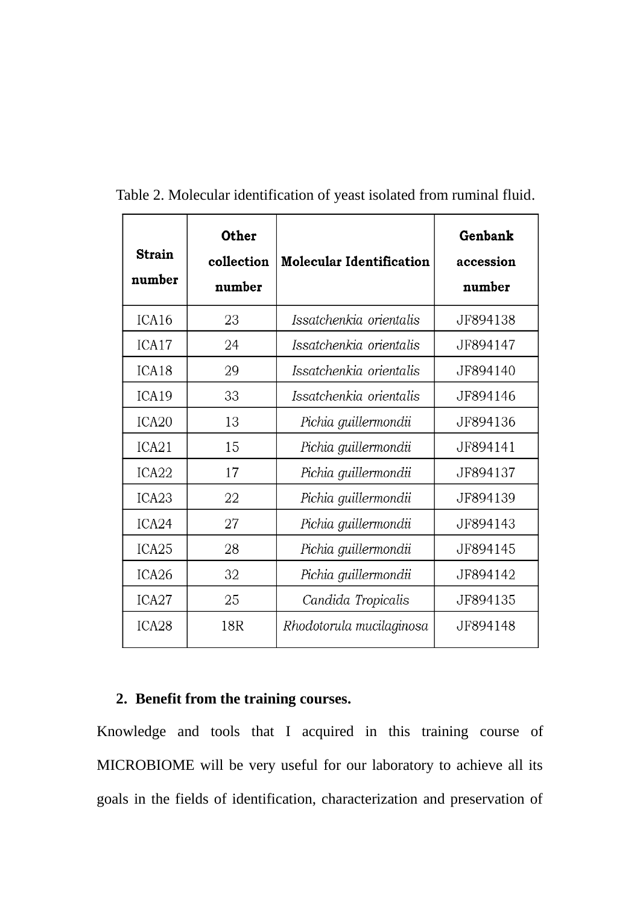Table 2. Molecular identification of yeast isolated from ruminal fluid.

| Strain number | Other collection number | Molecular Identification | Genbank accession number |
|---|---|---|---|
| ICA16 | 23 | *Issatchenkia orientalis* | JF894138 |
| ICA17 | 24 | *Issatchenkia orientalis* | JF894147 |
| ICA18 | 29 | *Issatchenkia orientalis* | JF894140 |
| ICA19 | 33 | *Issatchenkia orientalis* | JF894146 |
| ICA20 | 13 | *Pichia guillermondii* | JF894136 |
| ICA21 | 15 | *Pichia guillermondii* | JF894141 |
| ICA22 | 17 | *Pichia guillermondii* | JF894137 |
| ICA23 | 22 | *Pichia guillermondii* | JF894139 |
| ICA24 | 27 | *Pichia guillermondii* | JF894143 |
| ICA25 | 28 | *Pichia guillermondii* | JF894145 |
| ICA26 | 32 | *Pichia guillermondii* | JF894142 |
| ICA27 | 25 | *Candida Tropicalis* | JF894135 |
| ICA28 | 18R | *Rhodotorula mucilaginosa* | JF894148 |

2. **Benefit from the training courses.**

Knowledge and tools that I acquired in this training course of MICROBIOME will be very useful for our laboratory to achieve all its goals in the fields of identification, characterization and preservation of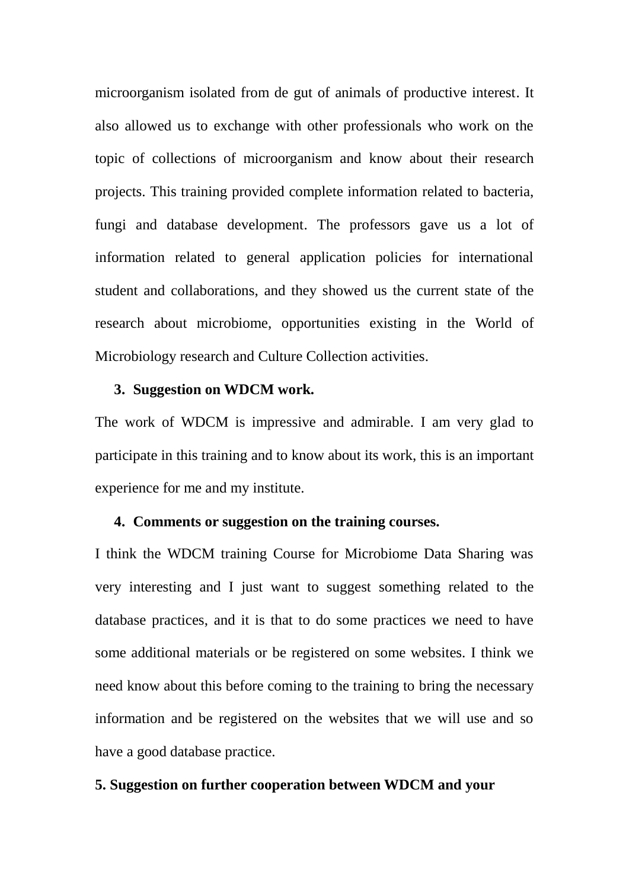microorganism isolated from de gut of animals of productive interest. It also allowed us to exchange with other professionals who work on the topic of collections of microorganism and know about their research projects. This training provided complete information related to bacteria, fungi and database development. The professors gave us a lot of information related to general application policies for international student and collaborations, and they showed us the current state of the research about microbiome, opportunities existing in the World of Microbiology research and Culture Collection activities.

3. **Suggestion on WDCM work.**

The work of WDCM is impressive and admirable. I am very glad to participate in this training and to know about its work, this is an important experience for me and my institute.

4. **Comments or suggestion on the training courses.**

I think the WDCM training Course for Microbiome Data Sharing was very interesting and I just want to suggest something related to the database practices, and it is that to do some practices we need to have some additional materials or be registered on some websites. I think we need know about this before coming to the training to bring the necessary information and be registered on the websites that we will use and so have a good database practice.

**5. Suggestion on further cooperation between WDCM and your**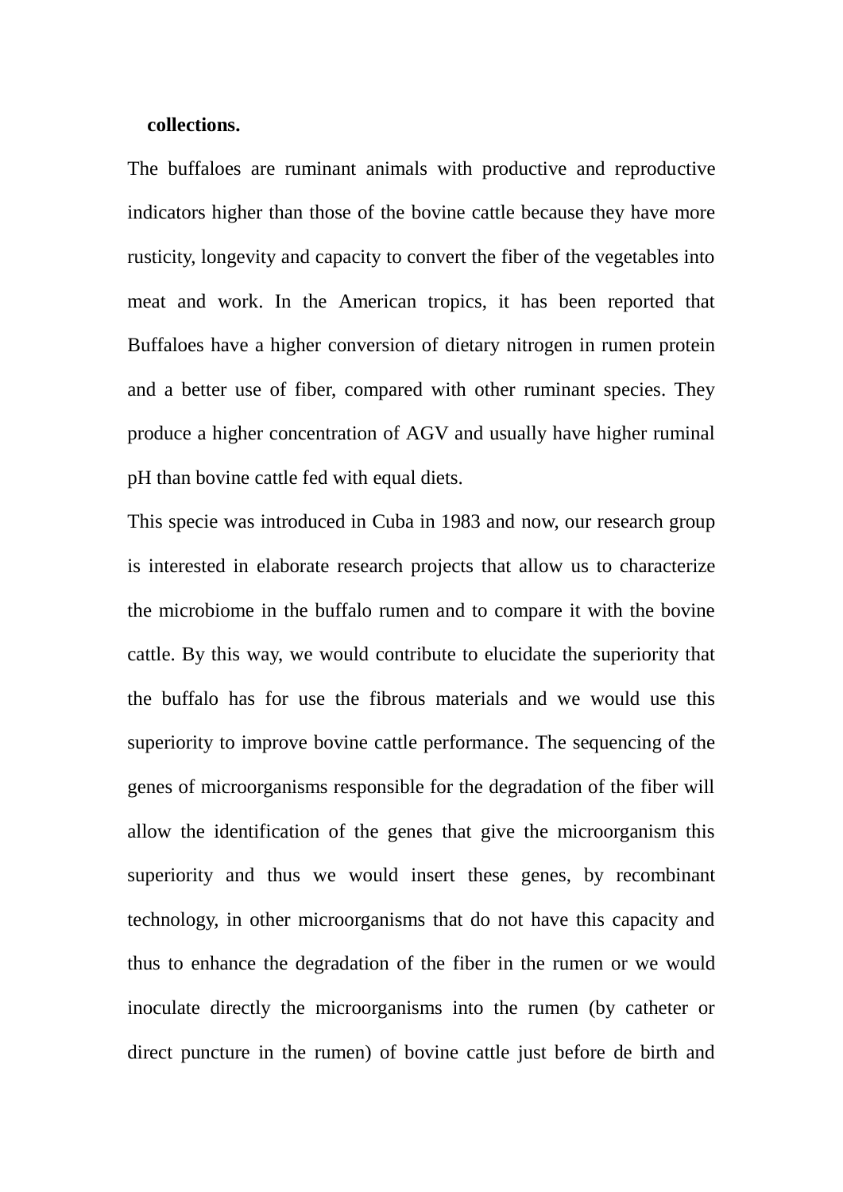**collections.**

The buffaloes are ruminant animals with productive and reproductive indicators higher than those of the bovine cattle because they have more rusticity, longevity and capacity to convert the fiber of the vegetables into meat and work. In the American tropics, it has been reported that Buffaloes have a higher conversion of dietary nitrogen in rumen protein and a better use of fiber, compared with other ruminant species. They produce a higher concentration of AGV and usually have higher ruminal pH than bovine cattle fed with equal diets.

This specie was introduced in Cuba in 1983 and now, our research group is interested in elaborate research projects that allow us to characterize the microbiome in the buffalo rumen and to compare it with the bovine cattle. By this way, we would contribute to elucidate the superiority that the buffalo has for use the fibrous materials and we would use this superiority to improve bovine cattle performance. The sequencing of the genes of microorganisms responsible for the degradation of the fiber will allow the identification of the genes that give the microorganism this superiority and thus we would insert these genes, by recombinant technology, in other microorganisms that do not have this capacity and thus to enhance the degradation of the fiber in the rumen or we would inoculate directly the microorganisms into the rumen (by catheter or direct puncture in the rumen) of bovine cattle just before de birth and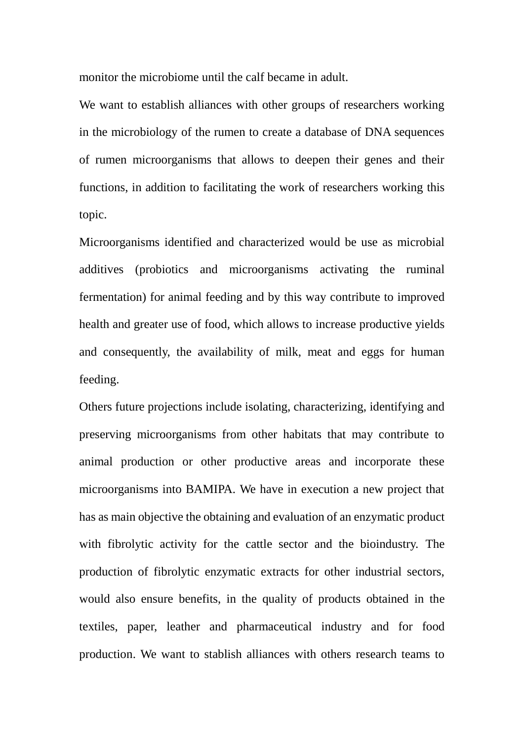monitor the microbiome until the calf became in adult.

We want to establish alliances with other groups of researchers working in the microbiology of the rumen to create a database of DNA sequences of rumen microorganisms that allows to deepen their genes and their functions, in addition to facilitating the work of researchers working this topic.

Microorganisms identified and characterized would be use as microbial additives (probiotics and microorganisms activating the ruminal fermentation) for animal feeding and by this way contribute to improved health and greater use of food, which allows to increase productive yields and consequently, the availability of milk, meat and eggs for human feeding.

Others future projections include isolating, characterizing, identifying and preserving microorganisms from other habitats that may contribute to animal production or other productive areas and incorporate these microorganisms into BAMIPA. We have in execution a new project that has as main objective the obtaining and evaluation of an enzymatic product with fibrolytic activity for the cattle sector and the bioindustry. The production of fibrolytic enzymatic extracts for other industrial sectors, would also ensure benefits, in the quality of products obtained in the textiles, paper, leather and pharmaceutical industry and for food production. We want to stablish alliances with others research teams to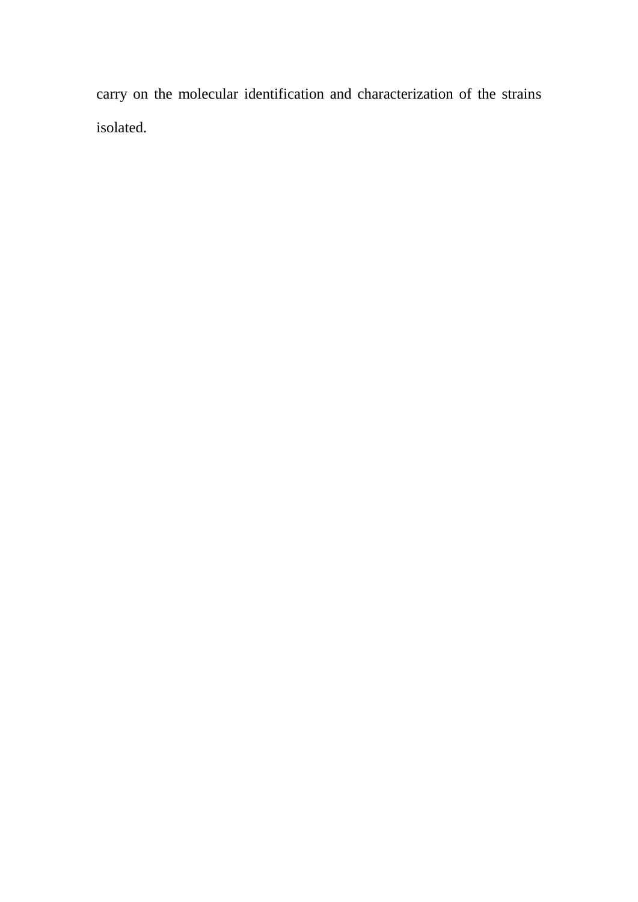carry on the molecular identification and characterization of the strains isolated.